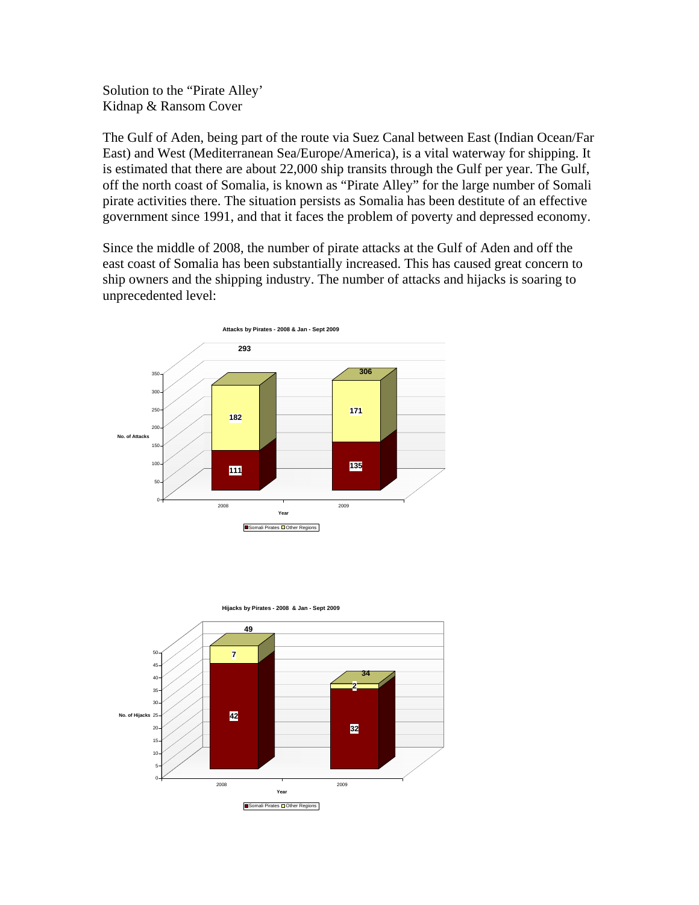Solution to the "Pirate Alley'
Kidnap & Ransom Cover

The Gulf of Aden, being part of the route via Suez Canal between East (Indian Ocean/Far East) and West (Mediterranean Sea/Europe/America), is a vital waterway for shipping. It is estimated that there are about 22,000 ship transits through the Gulf per year. The Gulf, off the north coast of Somalia, is known as "Pirate Alley" for the large number of Somali pirate activities there. The situation persists as Somalia has been destitute of an effective government since 1991, and that it faces the problem of poverty and depressed economy.

Since the middle of 2008, the number of pirate attacks at the Gulf of Aden and off the east coast of Somalia has been substantially increased. This has caused great concern to ship owners and the shipping industry. The number of attacks and hijacks is soaring to unprecedented level:

**Attacks by Pirates - 2008 & Jan - Sept 2009**

| Year | Somali Pirates | Other Regions | Total |
|---|---|---|---|
| 2008 | 111 | 182 | 293 |
| 2009 | 135 | 171 | 306 |

**Hijacks by Pirates - 2008 & Jan - Sept 2009**

| Year | Somali Pirates | Other Regions | Total |
|---|---|---|---|
| 2008 | 42 | 7 | 49 |
| 2009 | 32 | 2 | 34 |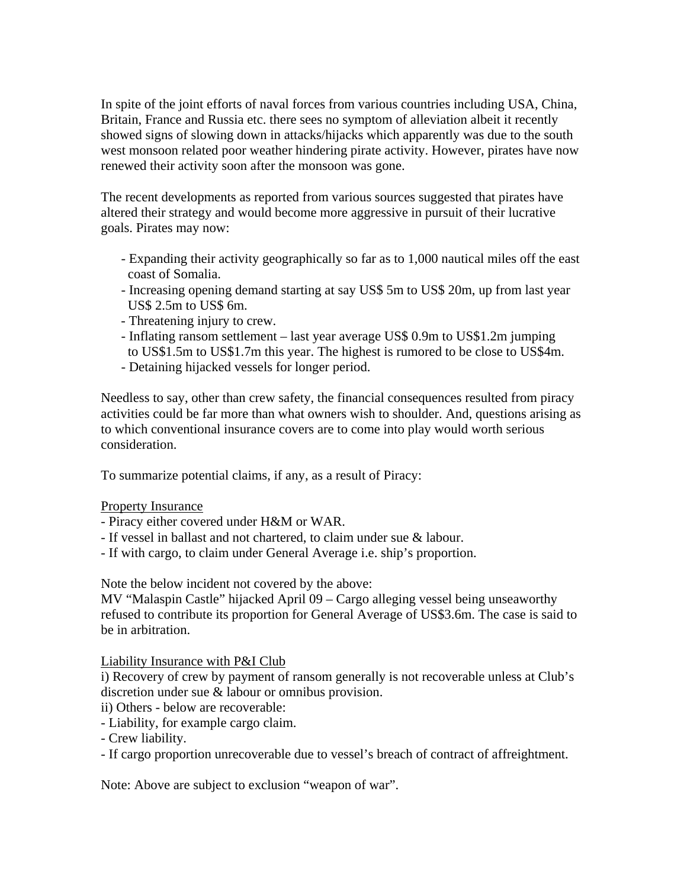In spite of the joint efforts of naval forces from various countries including USA, China, Britain, France and Russia etc. there sees no symptom of alleviation albeit it recently showed signs of slowing down in attacks/hijacks which apparently was due to the south west monsoon related poor weather hindering pirate activity. However, pirates have now renewed their activity soon after the monsoon was gone.

The recent developments as reported from various sources suggested that pirates have altered their strategy and would become more aggressive in pursuit of their lucrative goals. Pirates may now:

- Expanding their activity geographically so far as to 1,000 nautical miles off the east coast of Somalia.
- Increasing opening demand starting at say US$ 5m to US$ 20m, up from last year US$ 2.5m to US$ 6m.
- Threatening injury to crew.
- Inflating ransom settlement – last year average US$ 0.9m to US$1.2m jumping to US$1.5m to US$1.7m this year. The highest is rumored to be close to US$4m.
- Detaining hijacked vessels for longer period.

Needless to say, other than crew safety, the financial consequences resulted from piracy activities could be far more than what owners wish to shoulder. And, questions arising as to which conventional insurance covers are to come into play would worth serious consideration.

To summarize potential claims, if any, as a result of Piracy:

<u>Property Insurance</u>

- Piracy either covered under H&M or WAR.
- If vessel in ballast and not chartered, to claim under sue & labour.
- If with cargo, to claim under General Average i.e. ship's proportion.

Note the below incident not covered by the above:
MV "Malaspin Castle" hijacked April 09 – Cargo alleging vessel being unseaworthy refused to contribute its proportion for General Average of US$3.6m. The case is said to be in arbitration.

<u>Liability Insurance with P&I Club</u>

i) Recovery of crew by payment of ransom generally is not recoverable unless at Club's discretion under sue & labour or omnibus provision.
ii) Others - below are recoverable:
- Liability, for example cargo claim.
- Crew liability.
- If cargo proportion unrecoverable due to vessel's breach of contract of affreightment.

Note: Above are subject to exclusion "weapon of war".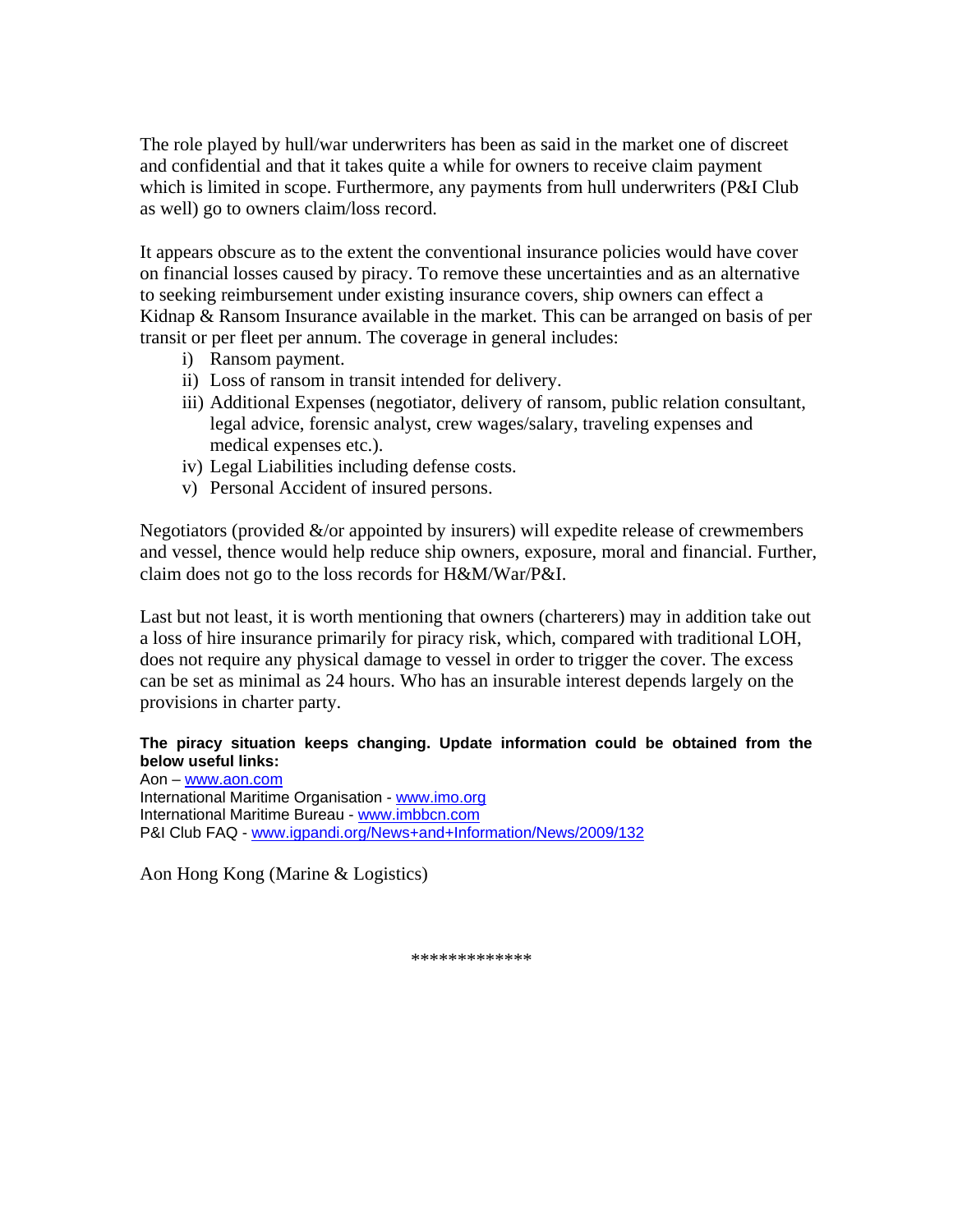The role played by hull/war underwriters has been as said in the market one of discreet and confidential and that it takes quite a while for owners to receive claim payment which is limited in scope. Furthermore, any payments from hull underwriters (P&I Club as well) go to owners claim/loss record.

It appears obscure as to the extent the conventional insurance policies would have cover on financial losses caused by piracy. To remove these uncertainties and as an alternative to seeking reimbursement under existing insurance covers, ship owners can effect a Kidnap & Ransom Insurance available in the market. This can be arranged on basis of per transit or per fleet per annum. The coverage in general includes:

i) Ransom payment.
ii) Loss of ransom in transit intended for delivery.
iii) Additional Expenses (negotiator, delivery of ransom, public relation consultant, legal advice, forensic analyst, crew wages/salary, traveling expenses and medical expenses etc.).
iv) Legal Liabilities including defense costs.
v) Personal Accident of insured persons.

Negotiators (provided &/or appointed by insurers) will expedite release of crewmembers and vessel, thence would help reduce ship owners, exposure, moral and financial. Further, claim does not go to the loss records for H&M/War/P&I.

Last but not least, it is worth mentioning that owners (charterers) may in addition take out a loss of hire insurance primarily for piracy risk, which, compared with traditional LOH, does not require any physical damage to vessel in order to trigger the cover. The excess can be set as minimal as 24 hours. Who has an insurable interest depends largely on the provisions in charter party.

**The piracy situation keeps changing. Update information could be obtained from the below useful links:**

Aon – www.aon.com
International Maritime Organisation - www.imo.org
International Maritime Bureau - www.imbbcn.com
P&I Club FAQ - www.igpandi.org/News+and+Information/News/2009/132

Aon Hong Kong (Marine & Logistics)

*************